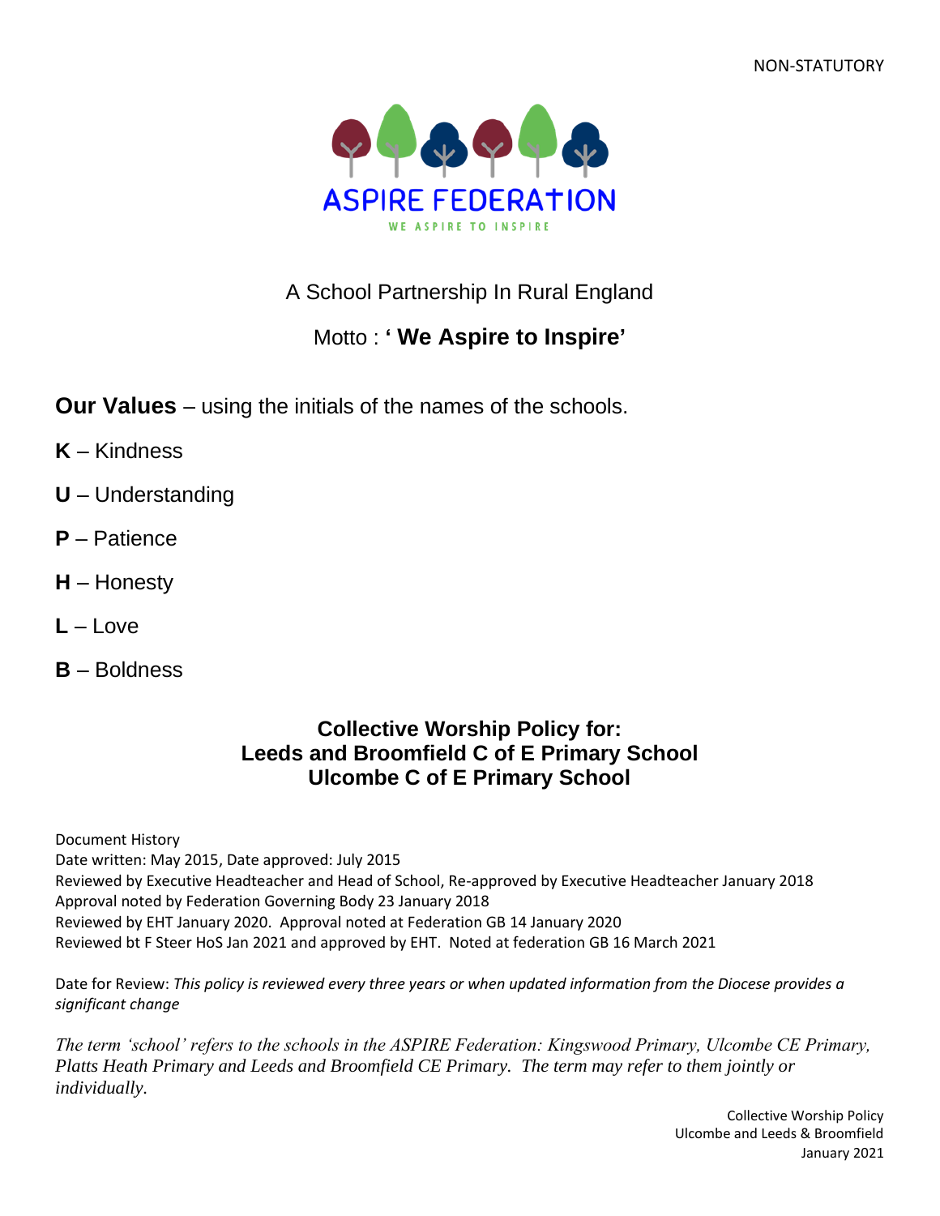NON-STATUTORY

ASPIRE FEDERATION

WE ASPIRE TO INSPIRE

A School Partnership In Rural England

Motto : **' We Aspire to Inspire'**

**Our Values** – using the initials of the names of the schools.

**K** – Kindness

**U** – Understanding

**P** – Patience

**H** – Honesty

**L** – Love

**B** – Boldness

## Collective Worship Policy for:
## Leeds and Broomfield C of E Primary School
## Ulcombe C of E Primary School

Document History
Date written: May 2015, Date approved: July 2015
Reviewed by Executive Headteacher and Head of School, Re-approved by Executive Headteacher January 2018
Approval noted by Federation Governing Body 23 January 2018
Reviewed by EHT January 2020. Approval noted at Federation GB 14 January 2020
Reviewed bt F Steer HoS Jan 2021 and approved by EHT. Noted at federation GB 16 March 2021

Date for Review: *This policy is reviewed every three years or when updated information from the Diocese provides a significant change*

*The term 'school' refers to the schools in the ASPIRE Federation: Kingswood Primary, Ulcombe CE Primary, Platts Heath Primary and Leeds and Broomfield CE Primary. The term may refer to them jointly or individually.*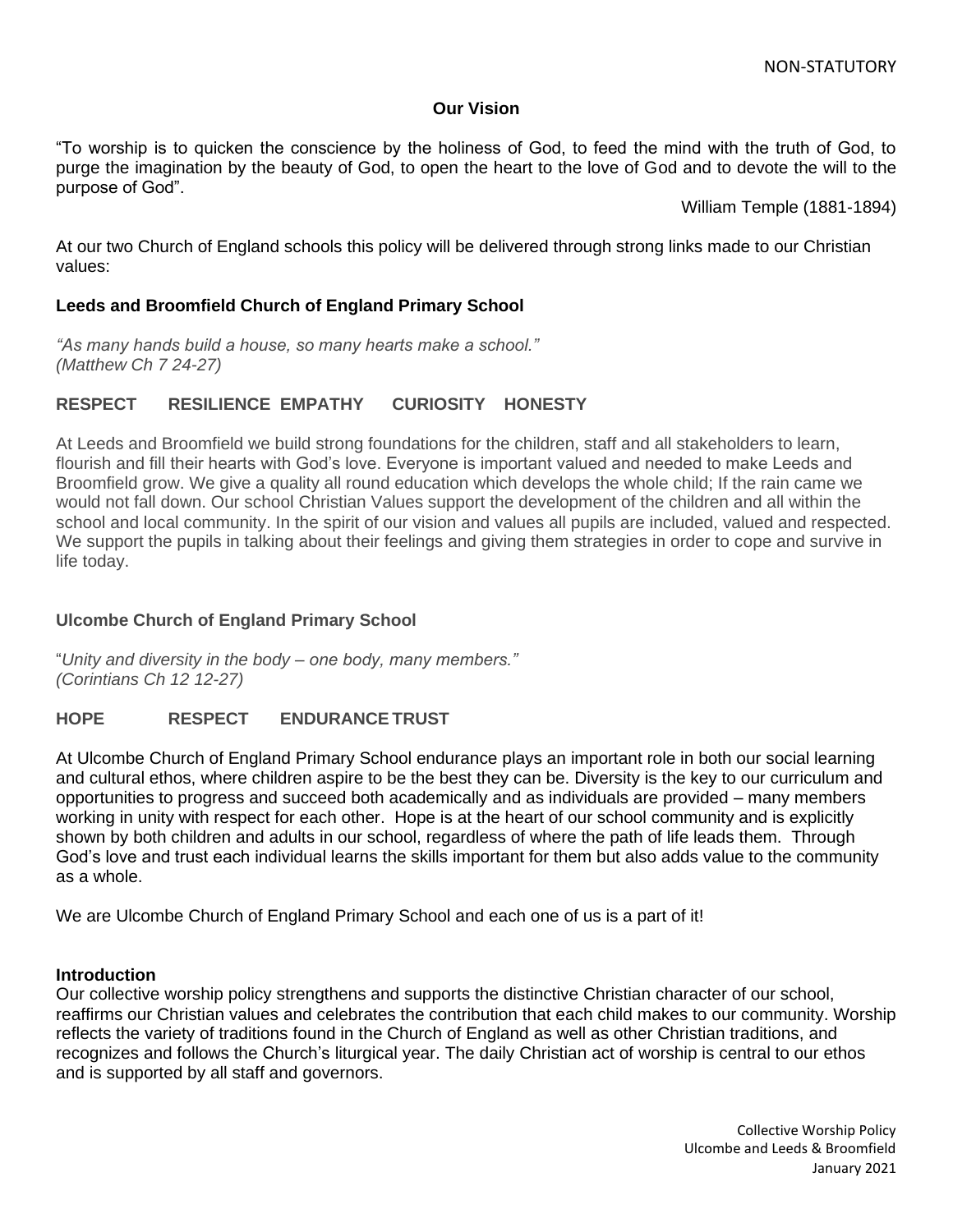NON-STATUTORY

**Our Vision**

"To worship is to quicken the conscience by the holiness of God, to feed the mind with the truth of God, to purge the imagination by the beauty of God, to open the heart to the love of God and to devote the will to the purpose of God".

William Temple (1881-1894)

At our two Church of England schools this policy will be delivered through strong links made to our Christian values:

**Leeds and Broomfield Church of England Primary School**

*"As many hands build a house, so many hearts make a school."*
*(Matthew Ch 7 24-27)*

**RESPECT RESILIENCE EMPATHY CURIOSITY HONESTY**

At Leeds and Broomfield we build strong foundations for the children, staff and all stakeholders to learn, flourish and fill their hearts with God's love. Everyone is important valued and needed to make Leeds and Broomfield grow. We give a quality all round education which develops the whole child; If the rain came we would not fall down. Our school Christian Values support the development of the children and all within the school and local community. In the spirit of our vision and values all pupils are included, valued and respected. We support the pupils in talking about their feelings and giving them strategies in order to cope and survive in life today.

**Ulcombe Church of England Primary School**

"*Unity and diversity in the body – one body, many members."*
*(Corintians Ch 12 12-27)*

**HOPE RESPECT ENDURANCE TRUST**

At Ulcombe Church of England Primary School endurance plays an important role in both our social learning and cultural ethos, where children aspire to be the best they can be. Diversity is the key to our curriculum and opportunities to progress and succeed both academically and as individuals are provided – many members working in unity with respect for each other. Hope is at the heart of our school community and is explicitly shown by both children and adults in our school, regardless of where the path of life leads them. Through God's love and trust each individual learns the skills important for them but also adds value to the community as a whole.

We are Ulcombe Church of England Primary School and each one of us is a part of it!

**Introduction**

Our collective worship policy strengthens and supports the distinctive Christian character of our school, reaffirms our Christian values and celebrates the contribution that each child makes to our community. Worship reflects the variety of traditions found in the Church of England as well as other Christian traditions, and recognizes and follows the Church's liturgical year. The daily Christian act of worship is central to our ethos and is supported by all staff and governors.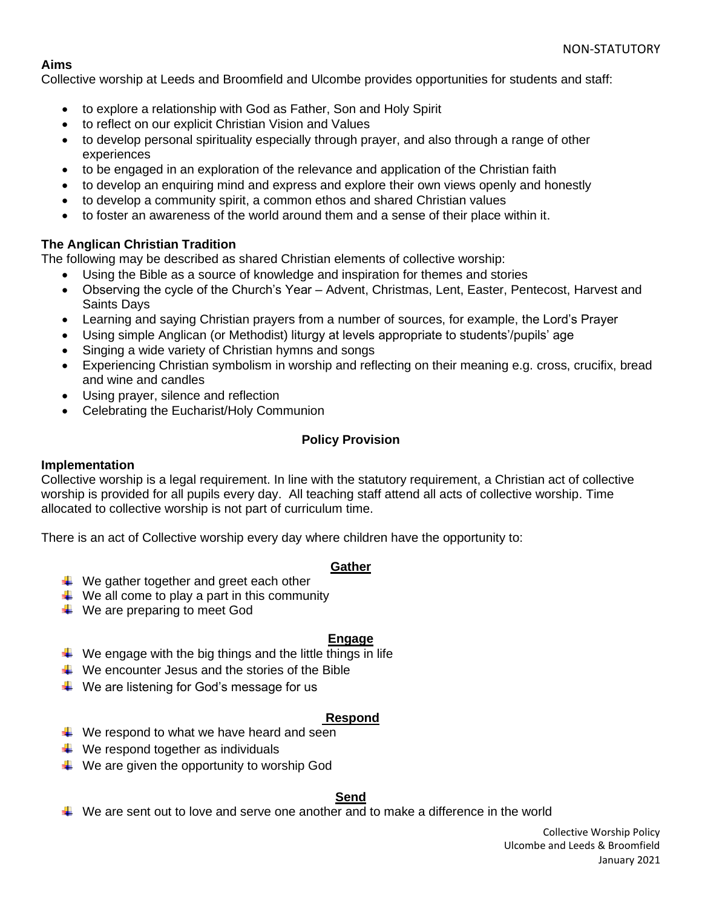NON-STATUTORY

**Aims**

Collective worship at Leeds and Broomfield and Ulcombe provides opportunities for students and staff:

- to explore a relationship with God as Father, Son and Holy Spirit
- to reflect on our explicit Christian Vision and Values
- to develop personal spirituality especially through prayer, and also through a range of other experiences
- to be engaged in an exploration of the relevance and application of the Christian faith
- to develop an enquiring mind and express and explore their own views openly and honestly
- to develop a community spirit, a common ethos and shared Christian values
- to foster an awareness of the world around them and a sense of their place within it.

**The Anglican Christian Tradition**

The following may be described as shared Christian elements of collective worship:

- Using the Bible as a source of knowledge and inspiration for themes and stories
- Observing the cycle of the Church's Year – Advent, Christmas, Lent, Easter, Pentecost, Harvest and Saints Days
- Learning and saying Christian prayers from a number of sources, for example, the Lord's Prayer
- Using simple Anglican (or Methodist) liturgy at levels appropriate to students'/pupils' age
- Singing a wide variety of Christian hymns and songs
- Experiencing Christian symbolism in worship and reflecting on their meaning e.g. cross, crucifix, bread and wine and candles
- Using prayer, silence and reflection
- Celebrating the Eucharist/Holy Communion

**Policy Provision**

**Implementation**

Collective worship is a legal requirement. In line with the statutory requirement, a Christian act of collective worship is provided for all pupils every day. All teaching staff attend all acts of collective worship. Time allocated to collective worship is not part of curriculum time.

There is an act of Collective worship every day where children have the opportunity to:

**Gather**

- We gather together and greet each other
- We all come to play a part in this community
- We are preparing to meet God

**Engage**

- We engage with the big things and the little things in life
- We encounter Jesus and the stories of the Bible
- We are listening for God's message for us

**Respond**

- We respond to what we have heard and seen
- We respond together as individuals
- We are given the opportunity to worship God

**Send**

- We are sent out to love and serve one another and to make a difference in the world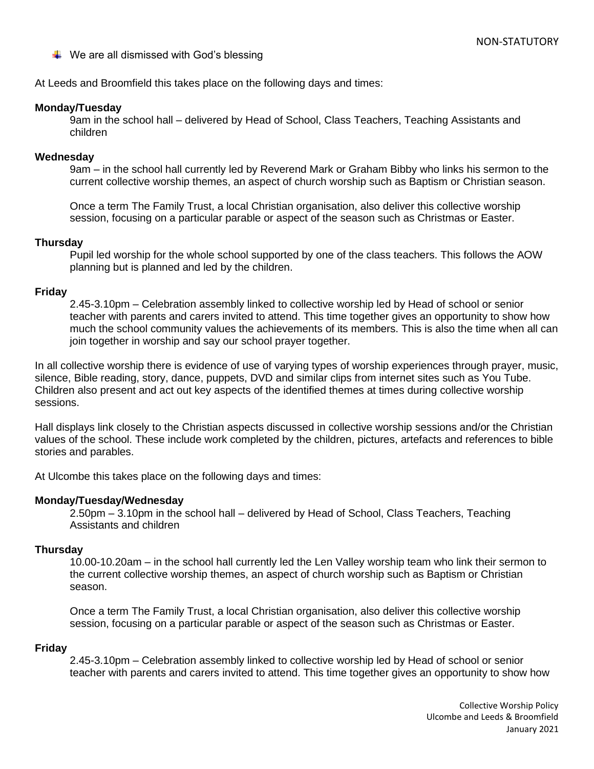- We are all dismissed with God's blessing

At Leeds and Broomfield this takes place on the following days and times:

**Monday/Tuesday**

9am in the school hall – delivered by Head of School, Class Teachers, Teaching Assistants and children

**Wednesday**

9am – in the school hall currently led by Reverend Mark or Graham Bibby who links his sermon to the current collective worship themes, an aspect of church worship such as Baptism or Christian season.

Once a term The Family Trust, a local Christian organisation, also deliver this collective worship session, focusing on a particular parable or aspect of the season such as Christmas or Easter.

**Thursday**

Pupil led worship for the whole school supported by one of the class teachers. This follows the AOW planning but is planned and led by the children.

**Friday**

2.45-3.10pm – Celebration assembly linked to collective worship led by Head of school or senior teacher with parents and carers invited to attend. This time together gives an opportunity to show how much the school community values the achievements of its members. This is also the time when all can join together in worship and say our school prayer together.

In all collective worship there is evidence of use of varying types of worship experiences through prayer, music, silence, Bible reading, story, dance, puppets, DVD and similar clips from internet sites such as You Tube. Children also present and act out key aspects of the identified themes at times during collective worship sessions.

Hall displays link closely to the Christian aspects discussed in collective worship sessions and/or the Christian values of the school. These include work completed by the children, pictures, artefacts and references to bible stories and parables.

At Ulcombe this takes place on the following days and times:

**Monday/Tuesday/Wednesday**

2.50pm – 3.10pm in the school hall – delivered by Head of School, Class Teachers, Teaching Assistants and children

**Thursday**

10.00-10.20am – in the school hall currently led the Len Valley worship team who link their sermon to the current collective worship themes, an aspect of church worship such as Baptism or Christian season.

Once a term The Family Trust, a local Christian organisation, also deliver this collective worship session, focusing on a particular parable or aspect of the season such as Christmas or Easter.

**Friday**

2.45-3.10pm – Celebration assembly linked to collective worship led by Head of school or senior teacher with parents and carers invited to attend. This time together gives an opportunity to show how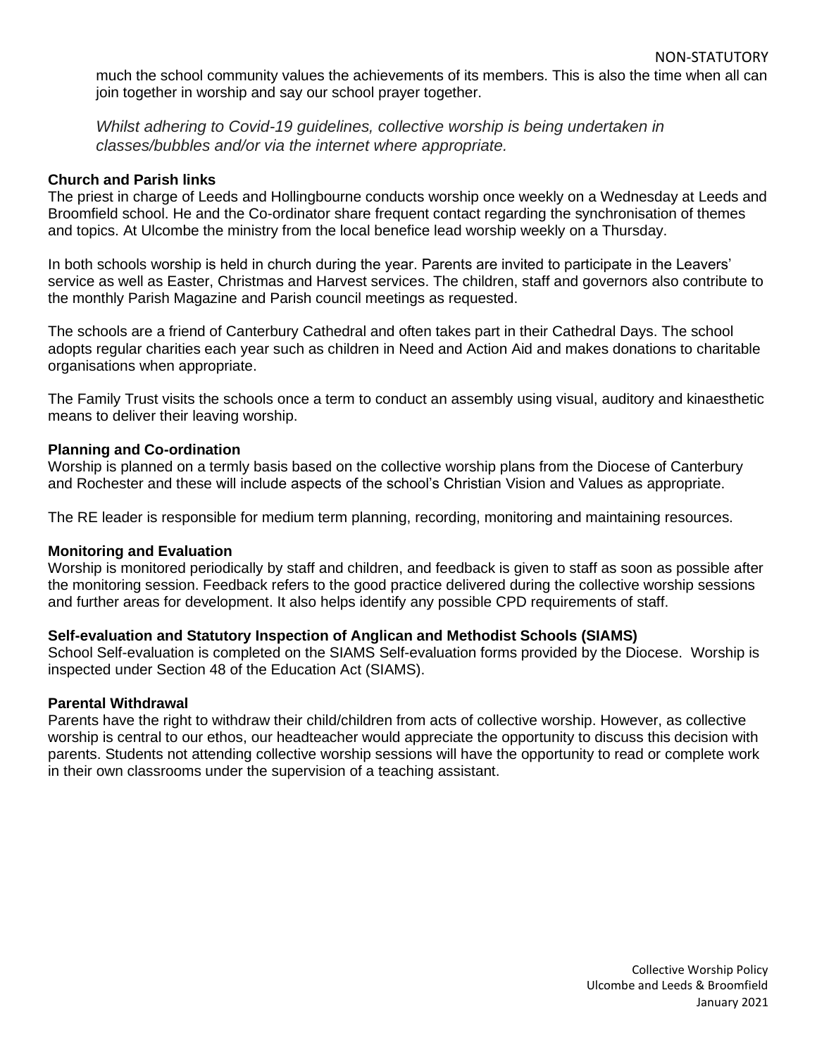much the school community values the achievements of its members. This is also the time when all can join together in worship and say our school prayer together.

*Whilst adhering to Covid-19 guidelines, collective worship is being undertaken in classes/bubbles and/or via the internet where appropriate.*

**Church and Parish links**

The priest in charge of Leeds and Hollingbourne conducts worship once weekly on a Wednesday at Leeds and Broomfield school. He and the Co-ordinator share frequent contact regarding the synchronisation of themes and topics. At Ulcombe the ministry from the local benefice lead worship weekly on a Thursday.

In both schools worship is held in church during the year. Parents are invited to participate in the Leavers' service as well as Easter, Christmas and Harvest services. The children, staff and governors also contribute to the monthly Parish Magazine and Parish council meetings as requested.

The schools are a friend of Canterbury Cathedral and often takes part in their Cathedral Days. The school adopts regular charities each year such as children in Need and Action Aid and makes donations to charitable organisations when appropriate.

The Family Trust visits the schools once a term to conduct an assembly using visual, auditory and kinaesthetic means to deliver their leaving worship.

**Planning and Co-ordination**

Worship is planned on a termly basis based on the collective worship plans from the Diocese of Canterbury and Rochester and these will include aspects of the school's Christian Vision and Values as appropriate.

The RE leader is responsible for medium term planning, recording, monitoring and maintaining resources.

**Monitoring and Evaluation**

Worship is monitored periodically by staff and children, and feedback is given to staff as soon as possible after the monitoring session. Feedback refers to the good practice delivered during the collective worship sessions and further areas for development. It also helps identify any possible CPD requirements of staff.

**Self-evaluation and Statutory Inspection of Anglican and Methodist Schools (SIAMS)**

School Self-evaluation is completed on the SIAMS Self-evaluation forms provided by the Diocese. Worship is inspected under Section 48 of the Education Act (SIAMS).

**Parental Withdrawal**

Parents have the right to withdraw their child/children from acts of collective worship. However, as collective worship is central to our ethos, our headteacher would appreciate the opportunity to discuss this decision with parents. Students not attending collective worship sessions will have the opportunity to read or complete work in their own classrooms under the supervision of a teaching assistant.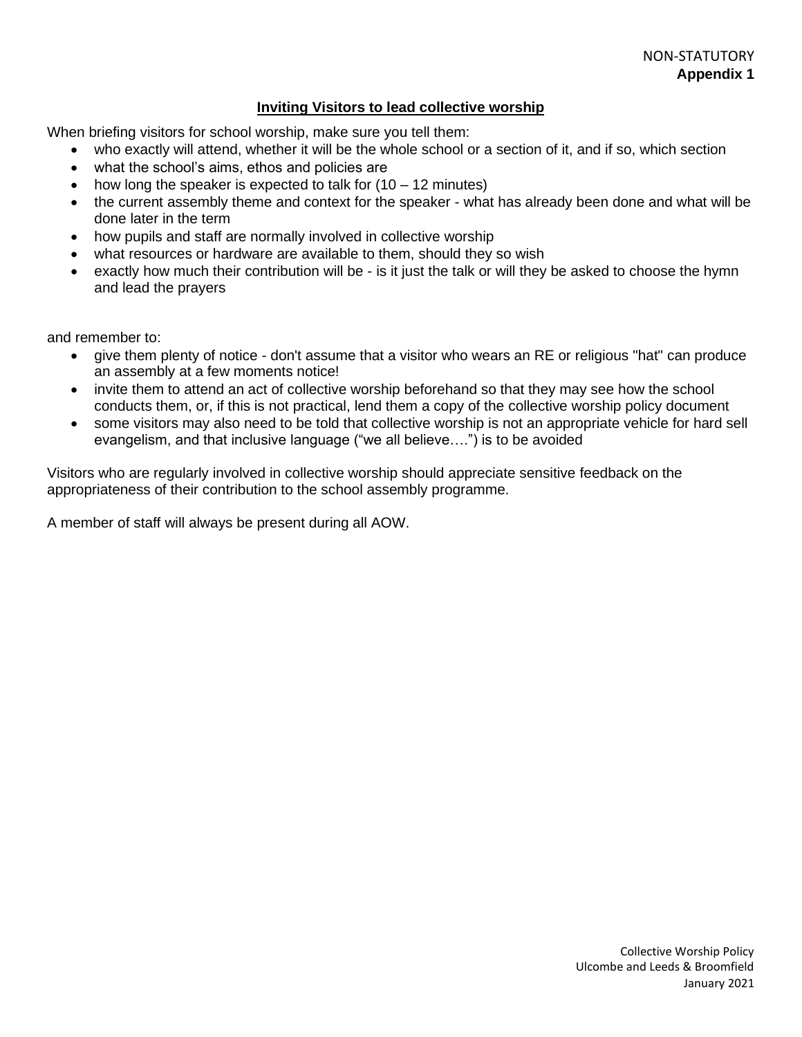NON-STATUTORY
**Appendix 1**

## Inviting Visitors to lead collective worship

When briefing visitors for school worship, make sure you tell them:

- who exactly will attend, whether it will be the whole school or a section of it, and if so, which section
- what the school's aims, ethos and policies are
- how long the speaker is expected to talk for (10 – 12 minutes)
- the current assembly theme and context for the speaker - what has already been done and what will be done later in the term
- how pupils and staff are normally involved in collective worship
- what resources or hardware are available to them, should they so wish
- exactly how much their contribution will be - is it just the talk or will they be asked to choose the hymn and lead the prayers

and remember to:

- give them plenty of notice - don't assume that a visitor who wears an RE or religious "hat" can produce an assembly at a few moments notice!
- invite them to attend an act of collective worship beforehand so that they may see how the school conducts them, or, if this is not practical, lend them a copy of the collective worship policy document
- some visitors may also need to be told that collective worship is not an appropriate vehicle for hard sell evangelism, and that inclusive language ("we all believe….") is to be avoided

Visitors who are regularly involved in collective worship should appreciate sensitive feedback on the appropriateness of their contribution to the school assembly programme.

A member of staff will always be present during all AOW.